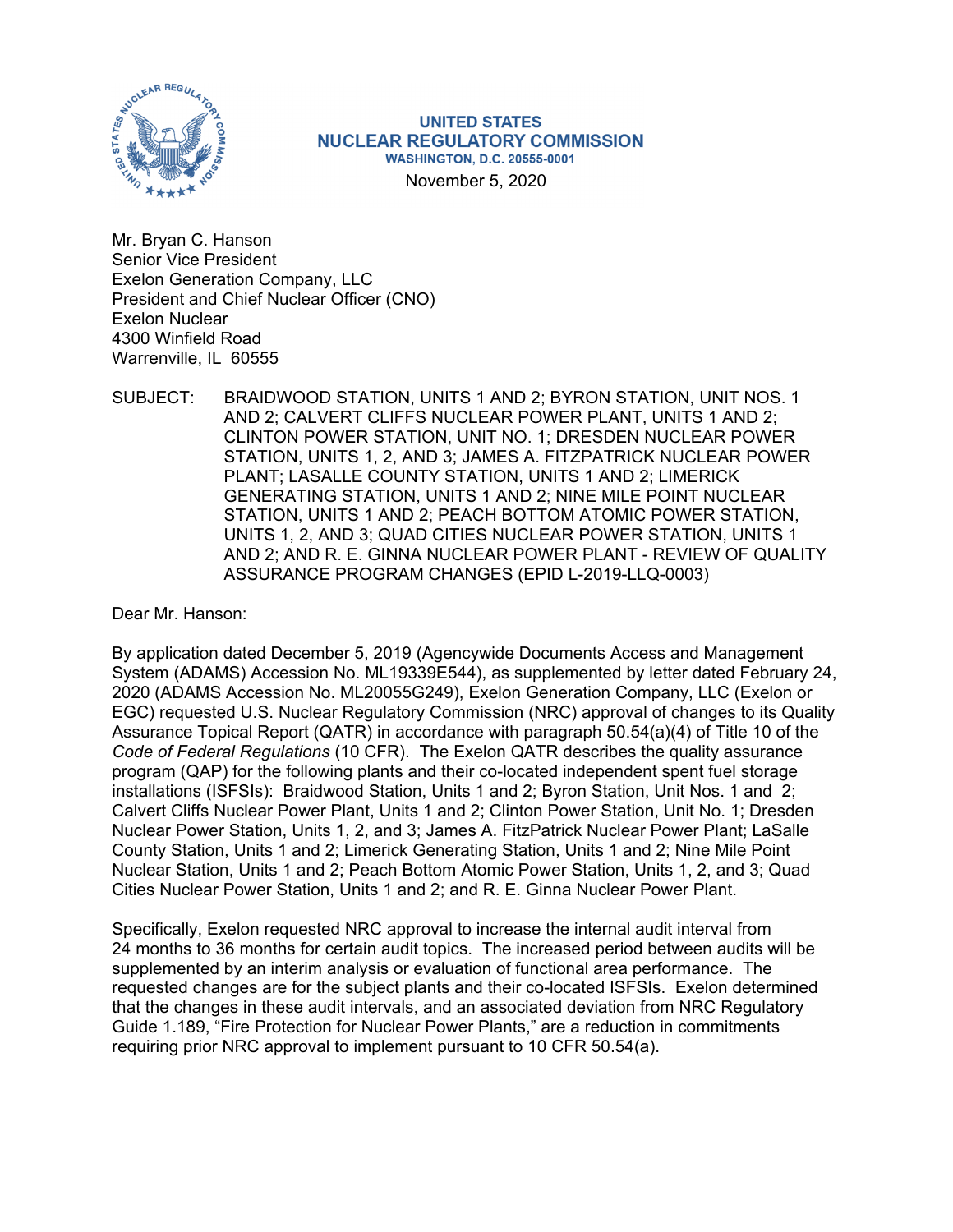UNITED STATES
NUCLEAR REGULATORY COMMISSION
WASHINGTON, D.C. 20555-0001

November 5, 2020

Mr. Bryan C. Hanson
Senior Vice President
Exelon Generation Company, LLC
President and Chief Nuclear Officer (CNO)
Exelon Nuclear
4300 Winfield Road
Warrenville, IL 60555

SUBJECT: BRAIDWOOD STATION, UNITS 1 AND 2; BYRON STATION, UNIT NOS. 1 AND 2; CALVERT CLIFFS NUCLEAR POWER PLANT, UNITS 1 AND 2; CLINTON POWER STATION, UNIT NO. 1; DRESDEN NUCLEAR POWER STATION, UNITS 1, 2, AND 3; JAMES A. FITZPATRICK NUCLEAR POWER PLANT; LASALLE COUNTY STATION, UNITS 1 AND 2; LIMERICK GENERATING STATION, UNITS 1 AND 2; NINE MILE POINT NUCLEAR STATION, UNITS 1 AND 2; PEACH BOTTOM ATOMIC POWER STATION, UNITS 1, 2, AND 3; QUAD CITIES NUCLEAR POWER STATION, UNITS 1 AND 2; AND R. E. GINNA NUCLEAR POWER PLANT - REVIEW OF QUALITY ASSURANCE PROGRAM CHANGES (EPID L-2019-LLQ-0003)

Dear Mr. Hanson:

By application dated December 5, 2019 (Agencywide Documents Access and Management System (ADAMS) Accession No. ML19339E544), as supplemented by letter dated February 24, 2020 (ADAMS Accession No. ML20055G249), Exelon Generation Company, LLC (Exelon or EGC) requested U.S. Nuclear Regulatory Commission (NRC) approval of changes to its Quality Assurance Topical Report (QATR) in accordance with paragraph 50.54(a)(4) of Title 10 of the *Code of Federal Regulations* (10 CFR). The Exelon QATR describes the quality assurance program (QAP) for the following plants and their co-located independent spent fuel storage installations (ISFSIs): Braidwood Station, Units 1 and 2; Byron Station, Unit Nos. 1 and 2; Calvert Cliffs Nuclear Power Plant, Units 1 and 2; Clinton Power Station, Unit No. 1; Dresden Nuclear Power Station, Units 1, 2, and 3; James A. FitzPatrick Nuclear Power Plant; LaSalle County Station, Units 1 and 2; Limerick Generating Station, Units 1 and 2; Nine Mile Point Nuclear Station, Units 1 and 2; Peach Bottom Atomic Power Station, Units 1, 2, and 3; Quad Cities Nuclear Power Station, Units 1 and 2; and R. E. Ginna Nuclear Power Plant.

Specifically, Exelon requested NRC approval to increase the internal audit interval from 24 months to 36 months for certain audit topics. The increased period between audits will be supplemented by an interim analysis or evaluation of functional area performance. The requested changes are for the subject plants and their co-located ISFSIs. Exelon determined that the changes in these audit intervals, and an associated deviation from NRC Regulatory Guide 1.189, "Fire Protection for Nuclear Power Plants," are a reduction in commitments requiring prior NRC approval to implement pursuant to 10 CFR 50.54(a).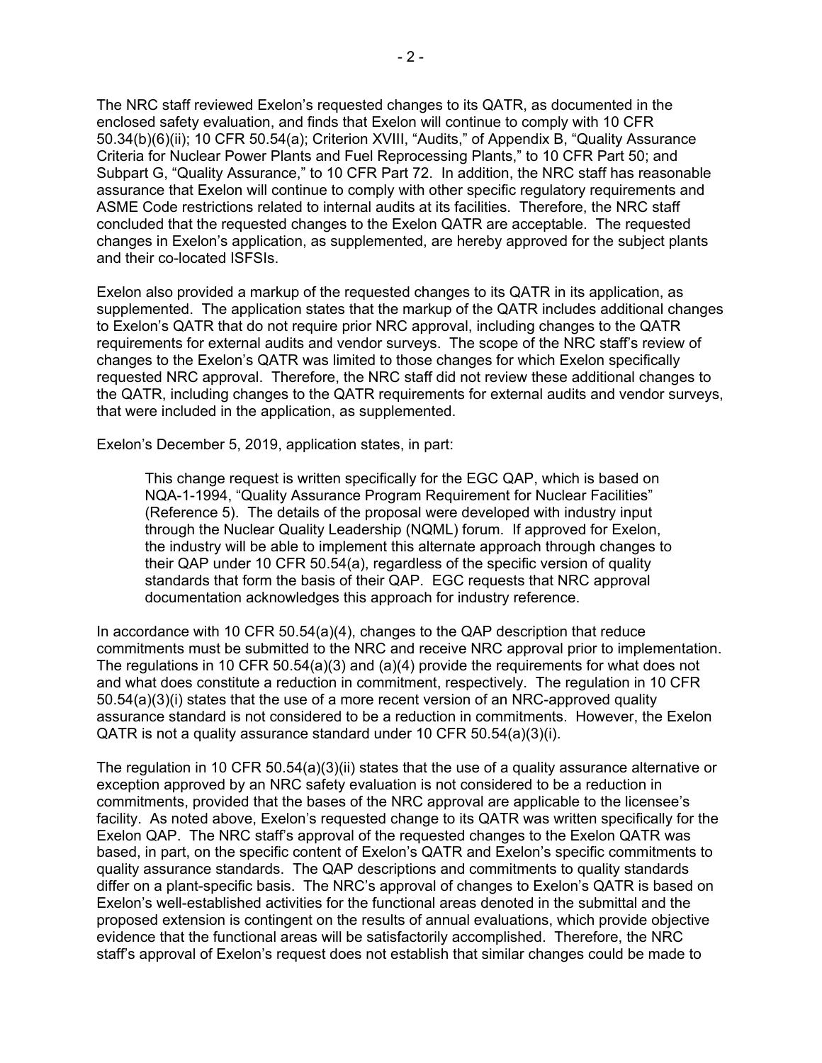The NRC staff reviewed Exelon's requested changes to its QATR, as documented in the enclosed safety evaluation, and finds that Exelon will continue to comply with 10 CFR 50.34(b)(6)(ii); 10 CFR 50.54(a); Criterion XVIII, "Audits," of Appendix B, "Quality Assurance Criteria for Nuclear Power Plants and Fuel Reprocessing Plants," to 10 CFR Part 50; and Subpart G, "Quality Assurance," to 10 CFR Part 72. In addition, the NRC staff has reasonable assurance that Exelon will continue to comply with other specific regulatory requirements and ASME Code restrictions related to internal audits at its facilities. Therefore, the NRC staff concluded that the requested changes to the Exelon QATR are acceptable. The requested changes in Exelon's application, as supplemented, are hereby approved for the subject plants and their co-located ISFSIs.

Exelon also provided a markup of the requested changes to its QATR in its application, as supplemented. The application states that the markup of the QATR includes additional changes to Exelon's QATR that do not require prior NRC approval, including changes to the QATR requirements for external audits and vendor surveys. The scope of the NRC staff's review of changes to the Exelon's QATR was limited to those changes for which Exelon specifically requested NRC approval. Therefore, the NRC staff did not review these additional changes to the QATR, including changes to the QATR requirements for external audits and vendor surveys, that were included in the application, as supplemented.

Exelon's December 5, 2019, application states, in part:

> This change request is written specifically for the EGC QAP, which is based on NQA-1-1994, "Quality Assurance Program Requirement for Nuclear Facilities" (Reference 5). The details of the proposal were developed with industry input through the Nuclear Quality Leadership (NQML) forum. If approved for Exelon, the industry will be able to implement this alternate approach through changes to their QAP under 10 CFR 50.54(a), regardless of the specific version of quality standards that form the basis of their QAP. EGC requests that NRC approval documentation acknowledges this approach for industry reference.

In accordance with 10 CFR 50.54(a)(4), changes to the QAP description that reduce commitments must be submitted to the NRC and receive NRC approval prior to implementation. The regulations in 10 CFR 50.54(a)(3) and (a)(4) provide the requirements for what does not and what does constitute a reduction in commitment, respectively. The regulation in 10 CFR 50.54(a)(3)(i) states that the use of a more recent version of an NRC-approved quality assurance standard is not considered to be a reduction in commitments. However, the Exelon QATR is not a quality assurance standard under 10 CFR 50.54(a)(3)(i).

The regulation in 10 CFR 50.54(a)(3)(ii) states that the use of a quality assurance alternative or exception approved by an NRC safety evaluation is not considered to be a reduction in commitments, provided that the bases of the NRC approval are applicable to the licensee's facility. As noted above, Exelon's requested change to its QATR was written specifically for the Exelon QAP. The NRC staff's approval of the requested changes to the Exelon QATR was based, in part, on the specific content of Exelon's QATR and Exelon's specific commitments to quality assurance standards. The QAP descriptions and commitments to quality standards differ on a plant-specific basis. The NRC's approval of changes to Exelon's QATR is based on Exelon's well-established activities for the functional areas denoted in the submittal and the proposed extension is contingent on the results of annual evaluations, which provide objective evidence that the functional areas will be satisfactorily accomplished. Therefore, the NRC staff's approval of Exelon's request does not establish that similar changes could be made to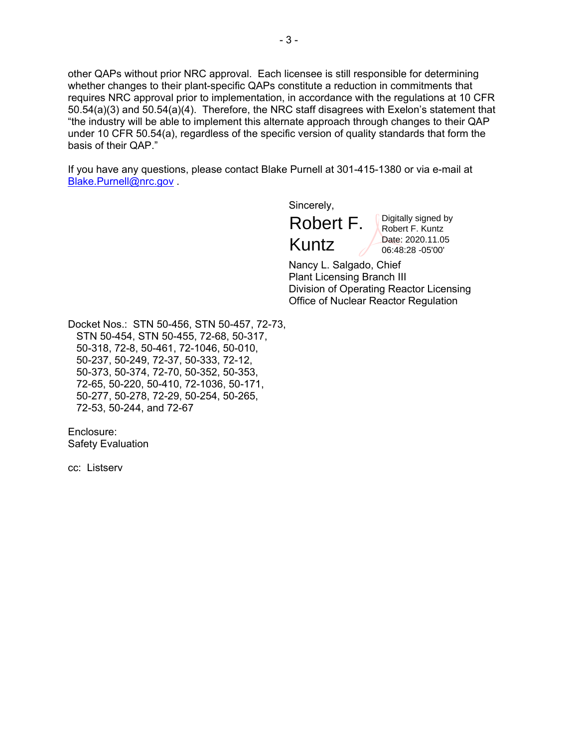other QAPs without prior NRC approval. Each licensee is still responsible for determining whether changes to their plant-specific QAPs constitute a reduction in commitments that requires NRC approval prior to implementation, in accordance with the regulations at 10 CFR 50.54(a)(3) and 50.54(a)(4). Therefore, the NRC staff disagrees with Exelon's statement that "the industry will be able to implement this alternate approach through changes to their QAP under 10 CFR 50.54(a), regardless of the specific version of quality standards that form the basis of their QAP."

If you have any questions, please contact Blake Purnell at 301-415-1380 or via e-mail at Blake.Purnell@nrc.gov .

Sincerely,

Robert F. Kuntz

Digitally signed by Robert F. Kuntz
Date: 2020.11.05 06:48:28 -05'00'

Nancy L. Salgado, Chief
Plant Licensing Branch III
Division of Operating Reactor Licensing
Office of Nuclear Reactor Regulation

Docket Nos.: STN 50-456, STN 50-457, 72-73, STN 50-454, STN 50-455, 72-68, 50-317, 50-318, 72-8, 50-461, 72-1046, 50-010, 50-237, 50-249, 72-37, 50-333, 72-12, 50-373, 50-374, 72-70, 50-352, 50-353, 72-65, 50-220, 50-410, 72-1036, 50-171, 50-277, 50-278, 72-29, 50-254, 50-265, 72-53, 50-244, and 72-67

Enclosure:
Safety Evaluation

cc: Listserv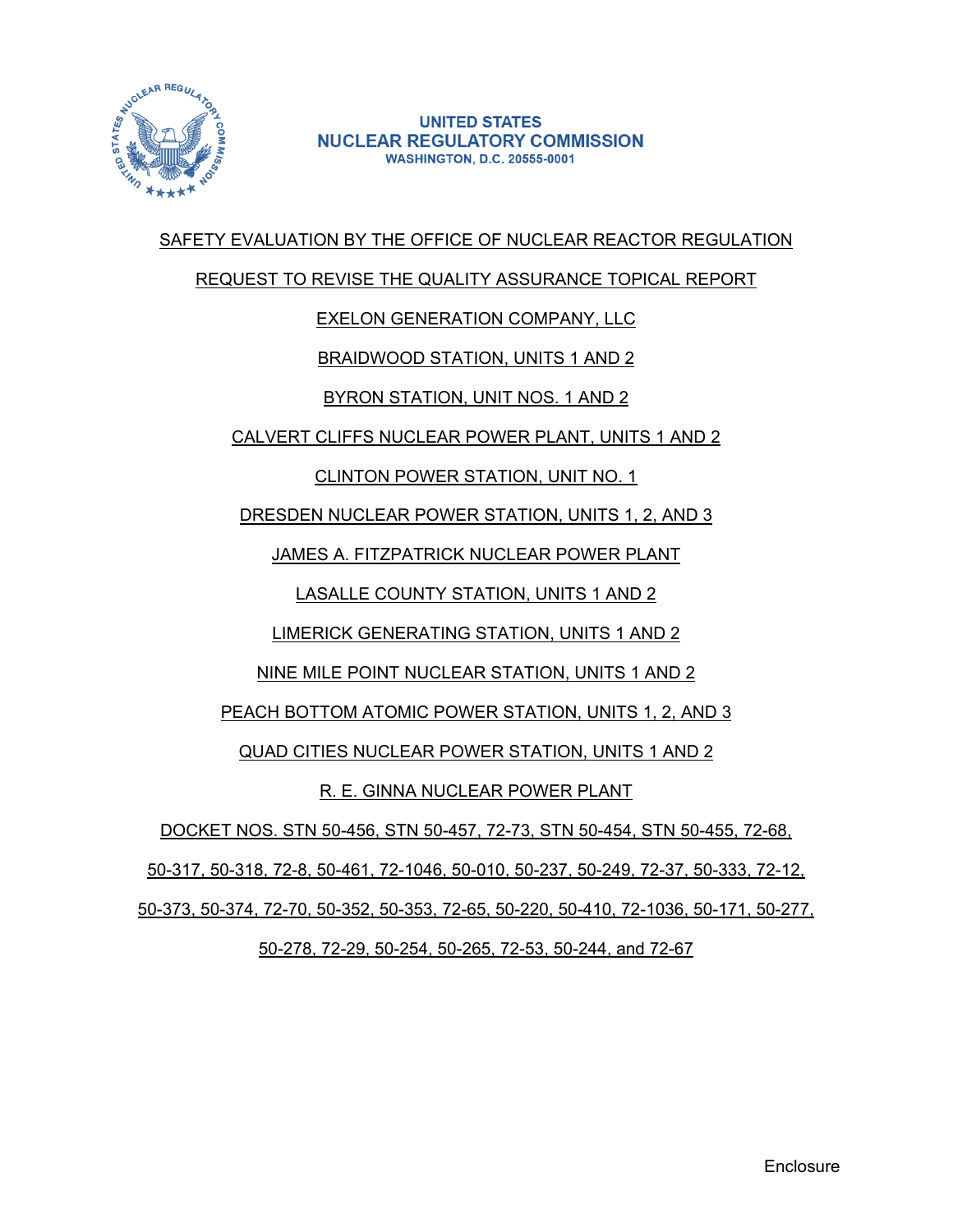UNITED STATES
NUCLEAR REGULATORY COMMISSION
WASHINGTON, D.C. 20555-0001

SAFETY EVALUATION BY THE OFFICE OF NUCLEAR REACTOR REGULATION

REQUEST TO REVISE THE QUALITY ASSURANCE TOPICAL REPORT

EXELON GENERATION COMPANY, LLC

BRAIDWOOD STATION, UNITS 1 AND 2

BYRON STATION, UNIT NOS. 1 AND 2

CALVERT CLIFFS NUCLEAR POWER PLANT, UNITS 1 AND 2

CLINTON POWER STATION, UNIT NO. 1

DRESDEN NUCLEAR POWER STATION, UNITS 1, 2, AND 3

JAMES A. FITZPATRICK NUCLEAR POWER PLANT

LASALLE COUNTY STATION, UNITS 1 AND 2

LIMERICK GENERATING STATION, UNITS 1 AND 2

NINE MILE POINT NUCLEAR STATION, UNITS 1 AND 2

PEACH BOTTOM ATOMIC POWER STATION, UNITS 1, 2, AND 3

QUAD CITIES NUCLEAR POWER STATION, UNITS 1 AND 2

R. E. GINNA NUCLEAR POWER PLANT

DOCKET NOS. STN 50-456, STN 50-457, 72-73, STN 50-454, STN 50-455, 72-68, 50-317, 50-318, 72-8, 50-461, 72-1046, 50-010, 50-237, 50-249, 72-37, 50-333, 72-12, 50-373, 50-374, 72-70, 50-352, 50-353, 72-65, 50-220, 50-410, 72-1036, 50-171, 50-277, 50-278, 72-29, 50-254, 50-265, 72-53, 50-244, and 72-67

Enclosure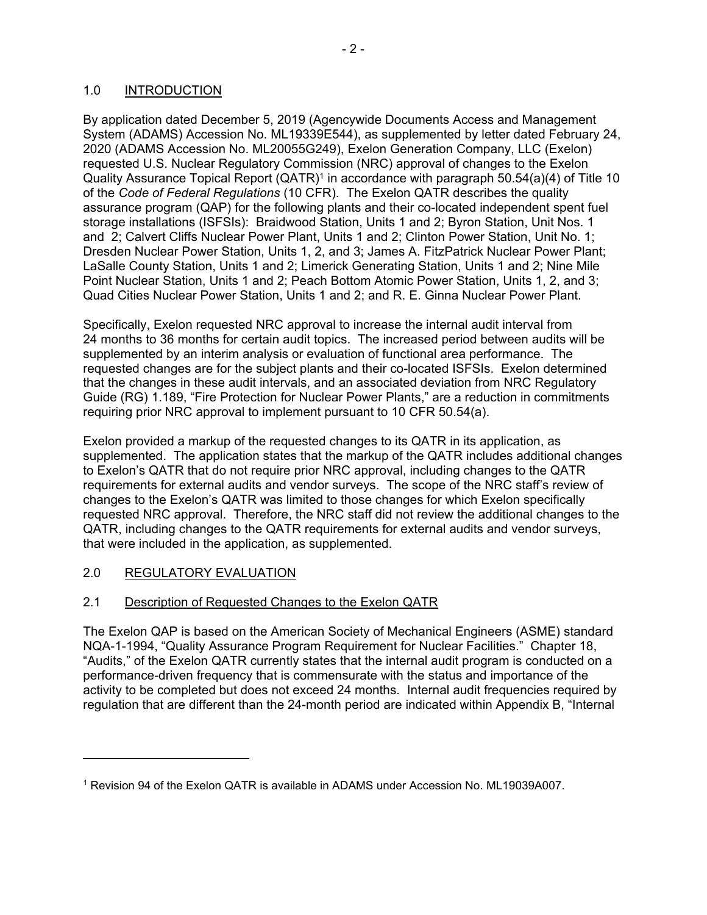## 1.0 INTRODUCTION

By application dated December 5, 2019 (Agencywide Documents Access and Management System (ADAMS) Accession No. ML19339E544), as supplemented by letter dated February 24, 2020 (ADAMS Accession No. ML20055G249), Exelon Generation Company, LLC (Exelon) requested U.S. Nuclear Regulatory Commission (NRC) approval of changes to the Exelon Quality Assurance Topical Report (QATR)[1] in accordance with paragraph 50.54(a)(4) of Title 10 of the *Code of Federal Regulations* (10 CFR). The Exelon QATR describes the quality assurance program (QAP) for the following plants and their co-located independent spent fuel storage installations (ISFSIs): Braidwood Station, Units 1 and 2; Byron Station, Unit Nos. 1 and 2; Calvert Cliffs Nuclear Power Plant, Units 1 and 2; Clinton Power Station, Unit No. 1; Dresden Nuclear Power Station, Units 1, 2, and 3; James A. FitzPatrick Nuclear Power Plant; LaSalle County Station, Units 1 and 2; Limerick Generating Station, Units 1 and 2; Nine Mile Point Nuclear Station, Units 1 and 2; Peach Bottom Atomic Power Station, Units 1, 2, and 3; Quad Cities Nuclear Power Station, Units 1 and 2; and R. E. Ginna Nuclear Power Plant.

Specifically, Exelon requested NRC approval to increase the internal audit interval from 24 months to 36 months for certain audit topics. The increased period between audits will be supplemented by an interim analysis or evaluation of functional area performance. The requested changes are for the subject plants and their co-located ISFSIs. Exelon determined that the changes in these audit intervals, and an associated deviation from NRC Regulatory Guide (RG) 1.189, "Fire Protection for Nuclear Power Plants," are a reduction in commitments requiring prior NRC approval to implement pursuant to 10 CFR 50.54(a).

Exelon provided a markup of the requested changes to its QATR in its application, as supplemented. The application states that the markup of the QATR includes additional changes to Exelon's QATR that do not require prior NRC approval, including changes to the QATR requirements for external audits and vendor surveys. The scope of the NRC staff's review of changes to the Exelon's QATR was limited to those changes for which Exelon specifically requested NRC approval. Therefore, the NRC staff did not review the additional changes to the QATR, including changes to the QATR requirements for external audits and vendor surveys, that were included in the application, as supplemented.

## 2.0 REGULATORY EVALUATION

### 2.1 Description of Requested Changes to the Exelon QATR

The Exelon QAP is based on the American Society of Mechanical Engineers (ASME) standard NQA-1-1994, "Quality Assurance Program Requirement for Nuclear Facilities." Chapter 18, "Audits," of the Exelon QATR currently states that the internal audit program is conducted on a performance-driven frequency that is commensurate with the status and importance of the activity to be completed but does not exceed 24 months. Internal audit frequencies required by regulation that are different than the 24-month period are indicated within Appendix B, "Internal

[1] Revision 94 of the Exelon QATR is available in ADAMS under Accession No. ML19039A007.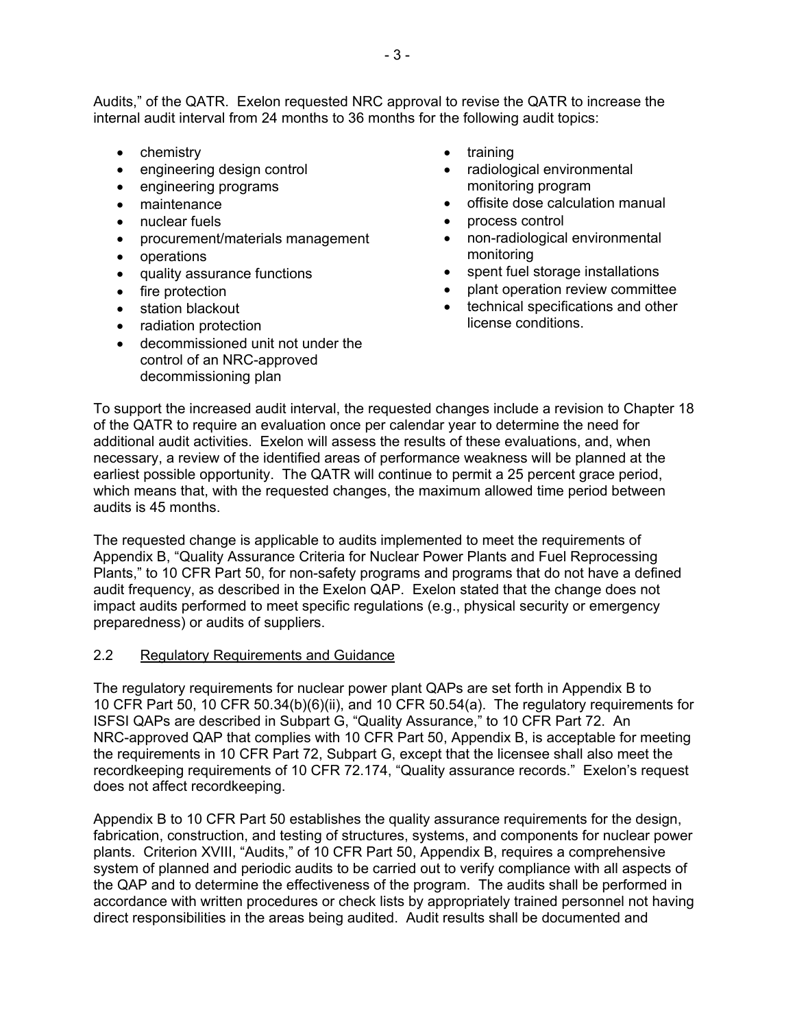Audits," of the QATR. Exelon requested NRC approval to revise the QATR to increase the internal audit interval from 24 months to 36 months for the following audit topics:

- chemistry
- engineering design control
- engineering programs
- maintenance
- nuclear fuels
- procurement/materials management
- operations
- quality assurance functions
- fire protection
- station blackout
- radiation protection
- decommissioned unit not under the control of an NRC-approved decommissioning plan
- training
- radiological environmental monitoring program
- offsite dose calculation manual
- process control
- non-radiological environmental monitoring
- spent fuel storage installations
- plant operation review committee
- technical specifications and other license conditions.

To support the increased audit interval, the requested changes include a revision to Chapter 18 of the QATR to require an evaluation once per calendar year to determine the need for additional audit activities. Exelon will assess the results of these evaluations, and, when necessary, a review of the identified areas of performance weakness will be planned at the earliest possible opportunity. The QATR will continue to permit a 25 percent grace period, which means that, with the requested changes, the maximum allowed time period between audits is 45 months.

The requested change is applicable to audits implemented to meet the requirements of Appendix B, "Quality Assurance Criteria for Nuclear Power Plants and Fuel Reprocessing Plants," to 10 CFR Part 50, for non-safety programs and programs that do not have a defined audit frequency, as described in the Exelon QAP. Exelon stated that the change does not impact audits performed to meet specific regulations (e.g., physical security or emergency preparedness) or audits of suppliers.

## 2.2 Regulatory Requirements and Guidance

The regulatory requirements for nuclear power plant QAPs are set forth in Appendix B to 10 CFR Part 50, 10 CFR 50.34(b)(6)(ii), and 10 CFR 50.54(a). The regulatory requirements for ISFSI QAPs are described in Subpart G, "Quality Assurance," to 10 CFR Part 72. An NRC-approved QAP that complies with 10 CFR Part 50, Appendix B, is acceptable for meeting the requirements in 10 CFR Part 72, Subpart G, except that the licensee shall also meet the recordkeeping requirements of 10 CFR 72.174, "Quality assurance records." Exelon's request does not affect recordkeeping.

Appendix B to 10 CFR Part 50 establishes the quality assurance requirements for the design, fabrication, construction, and testing of structures, systems, and components for nuclear power plants. Criterion XVIII, "Audits," of 10 CFR Part 50, Appendix B, requires a comprehensive system of planned and periodic audits to be carried out to verify compliance with all aspects of the QAP and to determine the effectiveness of the program. The audits shall be performed in accordance with written procedures or check lists by appropriately trained personnel not having direct responsibilities in the areas being audited. Audit results shall be documented and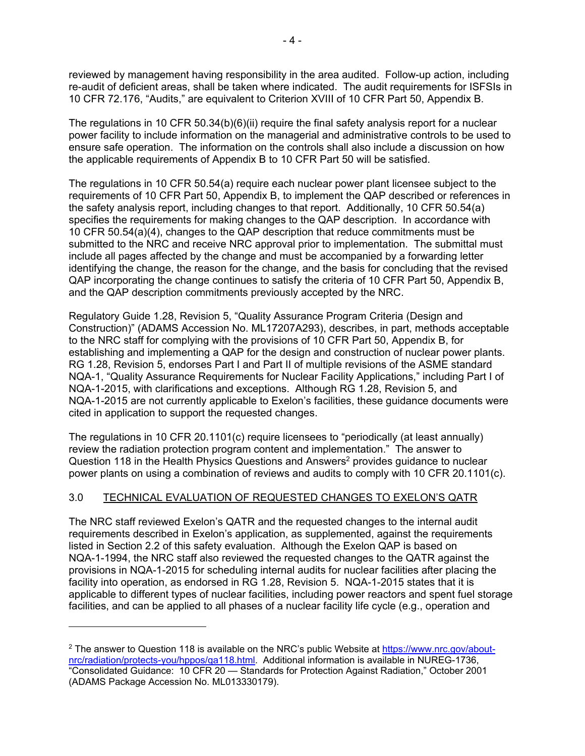reviewed by management having responsibility in the area audited. Follow-up action, including re-audit of deficient areas, shall be taken where indicated. The audit requirements for ISFSIs in 10 CFR 72.176, "Audits," are equivalent to Criterion XVIII of 10 CFR Part 50, Appendix B.

The regulations in 10 CFR 50.34(b)(6)(ii) require the final safety analysis report for a nuclear power facility to include information on the managerial and administrative controls to be used to ensure safe operation. The information on the controls shall also include a discussion on how the applicable requirements of Appendix B to 10 CFR Part 50 will be satisfied.

The regulations in 10 CFR 50.54(a) require each nuclear power plant licensee subject to the requirements of 10 CFR Part 50, Appendix B, to implement the QAP described or references in the safety analysis report, including changes to that report. Additionally, 10 CFR 50.54(a) specifies the requirements for making changes to the QAP description. In accordance with 10 CFR 50.54(a)(4), changes to the QAP description that reduce commitments must be submitted to the NRC and receive NRC approval prior to implementation. The submittal must include all pages affected by the change and must be accompanied by a forwarding letter identifying the change, the reason for the change, and the basis for concluding that the revised QAP incorporating the change continues to satisfy the criteria of 10 CFR Part 50, Appendix B, and the QAP description commitments previously accepted by the NRC.

Regulatory Guide 1.28, Revision 5, "Quality Assurance Program Criteria (Design and Construction)" (ADAMS Accession No. ML17207A293), describes, in part, methods acceptable to the NRC staff for complying with the provisions of 10 CFR Part 50, Appendix B, for establishing and implementing a QAP for the design and construction of nuclear power plants. RG 1.28, Revision 5, endorses Part I and Part II of multiple revisions of the ASME standard NQA-1, "Quality Assurance Requirements for Nuclear Facility Applications," including Part I of NQA-1-2015, with clarifications and exceptions. Although RG 1.28, Revision 5, and NQA-1-2015 are not currently applicable to Exelon's facilities, these guidance documents were cited in application to support the requested changes.

The regulations in 10 CFR 20.1101(c) require licensees to "periodically (at least annually) review the radiation protection program content and implementation." The answer to Question 118 in the Health Physics Questions and Answers[2] provides guidance to nuclear power plants on using a combination of reviews and audits to comply with 10 CFR 20.1101(c).

## 3.0 TECHNICAL EVALUATION OF REQUESTED CHANGES TO EXELON'S QATR

The NRC staff reviewed Exelon's QATR and the requested changes to the internal audit requirements described in Exelon's application, as supplemented, against the requirements listed in Section 2.2 of this safety evaluation. Although the Exelon QAP is based on NQA-1-1994, the NRC staff also reviewed the requested changes to the QATR against the provisions in NQA-1-2015 for scheduling internal audits for nuclear facilities after placing the facility into operation, as endorsed in RG 1.28, Revision 5. NQA-1-2015 states that it is applicable to different types of nuclear facilities, including power reactors and spent fuel storage facilities, and can be applied to all phases of a nuclear facility life cycle (e.g., operation and

---

[2] The answer to Question 118 is available on the NRC's public Website at https://www.nrc.gov/about-nrc/radiation/protects-you/hppos/qa118.html. Additional information is available in NUREG-1736, "Consolidated Guidance: 10 CFR 20 — Standards for Protection Against Radiation," October 2001 (ADAMS Package Accession No. ML013330179).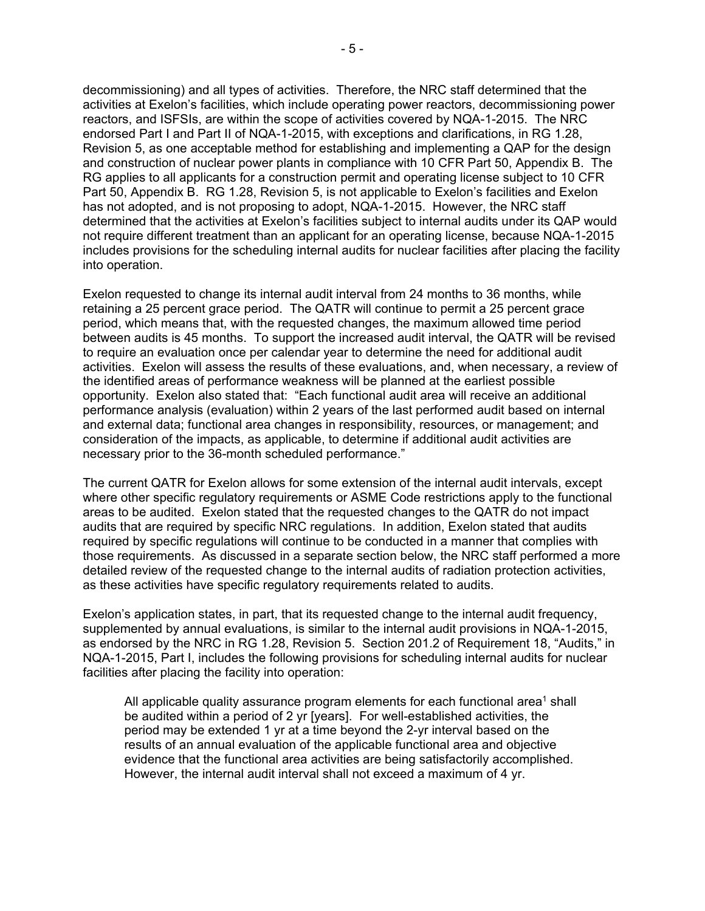decommissioning) and all types of activities. Therefore, the NRC staff determined that the activities at Exelon's facilities, which include operating power reactors, decommissioning power reactors, and ISFSIs, are within the scope of activities covered by NQA-1-2015. The NRC endorsed Part I and Part II of NQA-1-2015, with exceptions and clarifications, in RG 1.28, Revision 5, as one acceptable method for establishing and implementing a QAP for the design and construction of nuclear power plants in compliance with 10 CFR Part 50, Appendix B. The RG applies to all applicants for a construction permit and operating license subject to 10 CFR Part 50, Appendix B. RG 1.28, Revision 5, is not applicable to Exelon's facilities and Exelon has not adopted, and is not proposing to adopt, NQA-1-2015. However, the NRC staff determined that the activities at Exelon's facilities subject to internal audits under its QAP would not require different treatment than an applicant for an operating license, because NQA-1-2015 includes provisions for the scheduling internal audits for nuclear facilities after placing the facility into operation.

Exelon requested to change its internal audit interval from 24 months to 36 months, while retaining a 25 percent grace period. The QATR will continue to permit a 25 percent grace period, which means that, with the requested changes, the maximum allowed time period between audits is 45 months. To support the increased audit interval, the QATR will be revised to require an evaluation once per calendar year to determine the need for additional audit activities. Exelon will assess the results of these evaluations, and, when necessary, a review of the identified areas of performance weakness will be planned at the earliest possible opportunity. Exelon also stated that: "Each functional audit area will receive an additional performance analysis (evaluation) within 2 years of the last performed audit based on internal and external data; functional area changes in responsibility, resources, or management; and consideration of the impacts, as applicable, to determine if additional audit activities are necessary prior to the 36-month scheduled performance."

The current QATR for Exelon allows for some extension of the internal audit intervals, except where other specific regulatory requirements or ASME Code restrictions apply to the functional areas to be audited. Exelon stated that the requested changes to the QATR do not impact audits that are required by specific NRC regulations. In addition, Exelon stated that audits required by specific regulations will continue to be conducted in a manner that complies with those requirements. As discussed in a separate section below, the NRC staff performed a more detailed review of the requested change to the internal audits of radiation protection activities, as these activities have specific regulatory requirements related to audits.

Exelon's application states, in part, that its requested change to the internal audit frequency, supplemented by annual evaluations, is similar to the internal audit provisions in NQA-1-2015, as endorsed by the NRC in RG 1.28, Revision 5. Section 201.2 of Requirement 18, "Audits," in NQA-1-2015, Part I, includes the following provisions for scheduling internal audits for nuclear facilities after placing the facility into operation:

> All applicable quality assurance program elements for each functional area[1] shall be audited within a period of 2 yr [years]. For well-established activities, the period may be extended 1 yr at a time beyond the 2-yr interval based on the results of an annual evaluation of the applicable functional area and objective evidence that the functional area activities are being satisfactorily accomplished. However, the internal audit interval shall not exceed a maximum of 4 yr.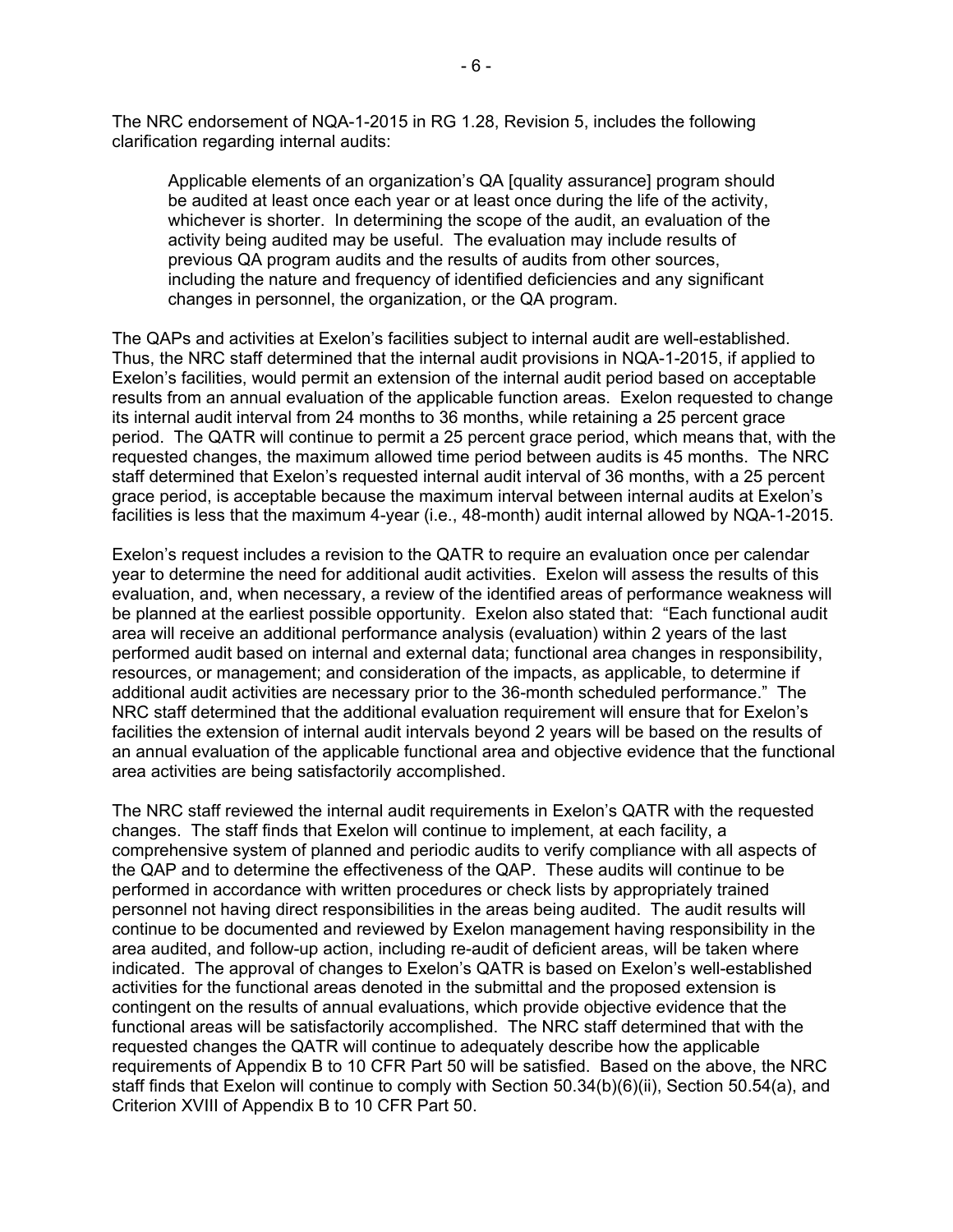The NRC endorsement of NQA-1-2015 in RG 1.28, Revision 5, includes the following clarification regarding internal audits:

> Applicable elements of an organization's QA [quality assurance] program should be audited at least once each year or at least once during the life of the activity, whichever is shorter. In determining the scope of the audit, an evaluation of the activity being audited may be useful. The evaluation may include results of previous QA program audits and the results of audits from other sources, including the nature and frequency of identified deficiencies and any significant changes in personnel, the organization, or the QA program.

The QAPs and activities at Exelon's facilities subject to internal audit are well-established. Thus, the NRC staff determined that the internal audit provisions in NQA-1-2015, if applied to Exelon's facilities, would permit an extension of the internal audit period based on acceptable results from an annual evaluation of the applicable function areas. Exelon requested to change its internal audit interval from 24 months to 36 months, while retaining a 25 percent grace period. The QATR will continue to permit a 25 percent grace period, which means that, with the requested changes, the maximum allowed time period between audits is 45 months. The NRC staff determined that Exelon's requested internal audit interval of 36 months, with a 25 percent grace period, is acceptable because the maximum interval between internal audits at Exelon's facilities is less that the maximum 4-year (i.e., 48-month) audit internal allowed by NQA-1-2015.

Exelon's request includes a revision to the QATR to require an evaluation once per calendar year to determine the need for additional audit activities. Exelon will assess the results of this evaluation, and, when necessary, a review of the identified areas of performance weakness will be planned at the earliest possible opportunity. Exelon also stated that: "Each functional audit area will receive an additional performance analysis (evaluation) within 2 years of the last performed audit based on internal and external data; functional area changes in responsibility, resources, or management; and consideration of the impacts, as applicable, to determine if additional audit activities are necessary prior to the 36-month scheduled performance." The NRC staff determined that the additional evaluation requirement will ensure that for Exelon's facilities the extension of internal audit intervals beyond 2 years will be based on the results of an annual evaluation of the applicable functional area and objective evidence that the functional area activities are being satisfactorily accomplished.

The NRC staff reviewed the internal audit requirements in Exelon's QATR with the requested changes. The staff finds that Exelon will continue to implement, at each facility, a comprehensive system of planned and periodic audits to verify compliance with all aspects of the QAP and to determine the effectiveness of the QAP. These audits will continue to be performed in accordance with written procedures or check lists by appropriately trained personnel not having direct responsibilities in the areas being audited. The audit results will continue to be documented and reviewed by Exelon management having responsibility in the area audited, and follow-up action, including re-audit of deficient areas, will be taken where indicated. The approval of changes to Exelon's QATR is based on Exelon's well-established activities for the functional areas denoted in the submittal and the proposed extension is contingent on the results of annual evaluations, which provide objective evidence that the functional areas will be satisfactorily accomplished. The NRC staff determined that with the requested changes the QATR will continue to adequately describe how the applicable requirements of Appendix B to 10 CFR Part 50 will be satisfied. Based on the above, the NRC staff finds that Exelon will continue to comply with Section 50.34(b)(6)(ii), Section 50.54(a), and Criterion XVIII of Appendix B to 10 CFR Part 50.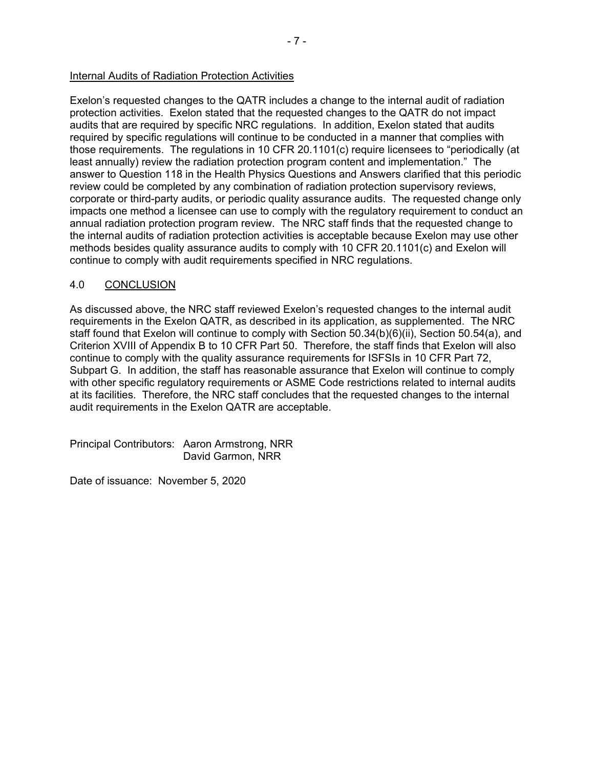Internal Audits of Radiation Protection Activities

Exelon's requested changes to the QATR includes a change to the internal audit of radiation protection activities. Exelon stated that the requested changes to the QATR do not impact audits that are required by specific NRC regulations. In addition, Exelon stated that audits required by specific regulations will continue to be conducted in a manner that complies with those requirements. The regulations in 10 CFR 20.1101(c) require licensees to "periodically (at least annually) review the radiation protection program content and implementation." The answer to Question 118 in the Health Physics Questions and Answers clarified that this periodic review could be completed by any combination of radiation protection supervisory reviews, corporate or third-party audits, or periodic quality assurance audits. The requested change only impacts one method a licensee can use to comply with the regulatory requirement to conduct an annual radiation protection program review. The NRC staff finds that the requested change to the internal audits of radiation protection activities is acceptable because Exelon may use other methods besides quality assurance audits to comply with 10 CFR 20.1101(c) and Exelon will continue to comply with audit requirements specified in NRC regulations.

## 4.0 CONCLUSION

As discussed above, the NRC staff reviewed Exelon's requested changes to the internal audit requirements in the Exelon QATR, as described in its application, as supplemented. The NRC staff found that Exelon will continue to comply with Section 50.34(b)(6)(ii), Section 50.54(a), and Criterion XVIII of Appendix B to 10 CFR Part 50. Therefore, the staff finds that Exelon will also continue to comply with the quality assurance requirements for ISFSIs in 10 CFR Part 72, Subpart G. In addition, the staff has reasonable assurance that Exelon will continue to comply with other specific regulatory requirements or ASME Code restrictions related to internal audits at its facilities. Therefore, the NRC staff concludes that the requested changes to the internal audit requirements in the Exelon QATR are acceptable.

Principal Contributors: Aaron Armstrong, NRR
David Garmon, NRR

Date of issuance: November 5, 2020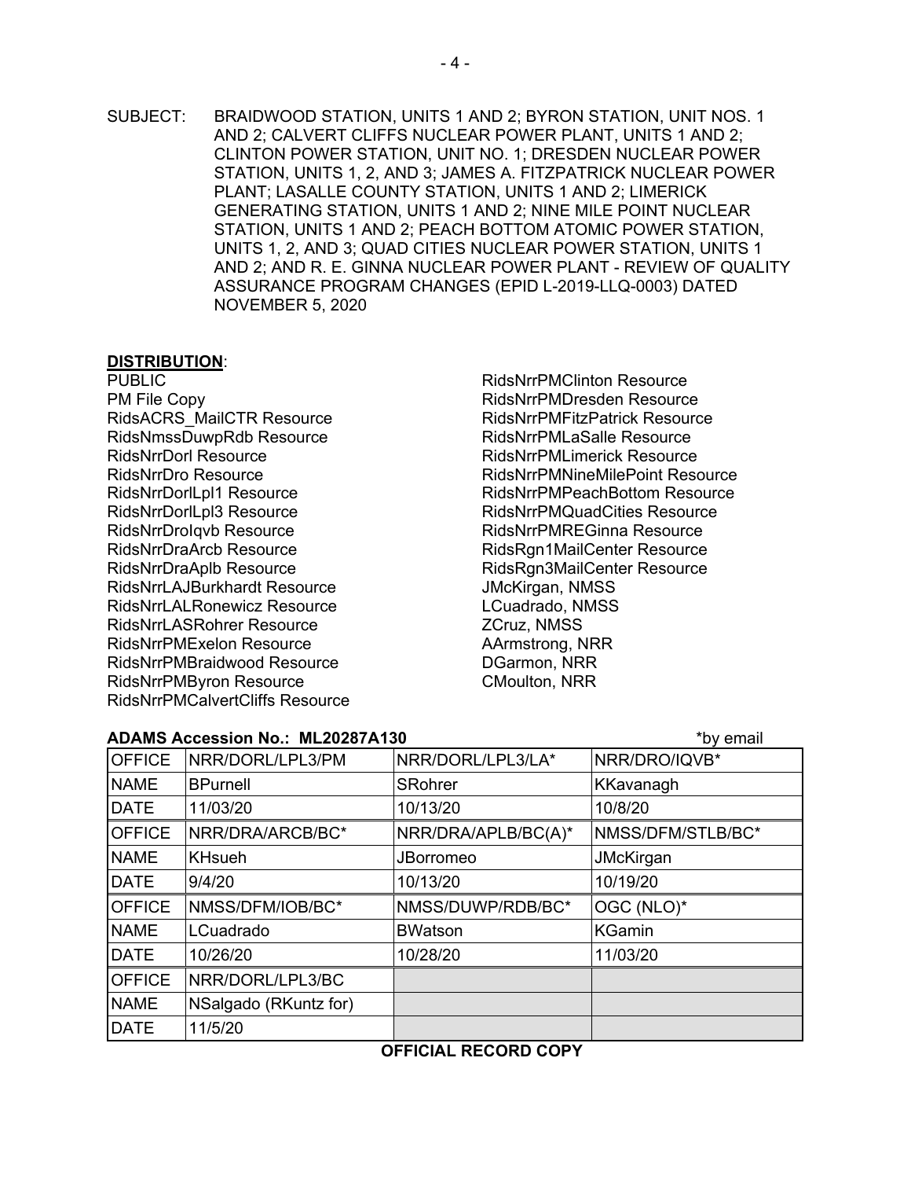SUBJECT: BRAIDWOOD STATION, UNITS 1 AND 2; BYRON STATION, UNIT NOS. 1 AND 2; CALVERT CLIFFS NUCLEAR POWER PLANT, UNITS 1 AND 2; CLINTON POWER STATION, UNIT NO. 1; DRESDEN NUCLEAR POWER STATION, UNITS 1, 2, AND 3; JAMES A. FITZPATRICK NUCLEAR POWER PLANT; LASALLE COUNTY STATION, UNITS 1 AND 2; LIMERICK GENERATING STATION, UNITS 1 AND 2; NINE MILE POINT NUCLEAR STATION, UNITS 1 AND 2; PEACH BOTTOM ATOMIC POWER STATION, UNITS 1, 2, AND 3; QUAD CITIES NUCLEAR POWER STATION, UNITS 1 AND 2; AND R. E. GINNA NUCLEAR POWER PLANT - REVIEW OF QUALITY ASSURANCE PROGRAM CHANGES (EPID L-2019-LLQ-0003) DATED NOVEMBER 5, 2020

**DISTRIBUTION**:

PUBLIC
PM File Copy
RidsACRS_MailCTR Resource
RidsNmssDuwpRdb Resource
RidsNrrDorl Resource
RidsNrrDro Resource
RidsNrrDorlLpl1 Resource
RidsNrrDorlLpl3 Resource
RidsNrrDroIqvb Resource
RidsNrrDraArcb Resource
RidsNrrDraAplb Resource
RidsNrrLAJBurkhardt Resource
RidsNrrLALRonewicz Resource
RidsNrrLASRohrer Resource
RidsNrrPMExelon Resource
RidsNrrPMBraidwood Resource
RidsNrrPMByron Resource
RidsNrrPMCalvertCliffs Resource
RidsNrrPMClinton Resource
RidsNrrPMDresden Resource
RidsNrrPMFitzPatrick Resource
RidsNrrPMLaSalle Resource
RidsNrrPMLimerick Resource
RidsNrrPMNineMilePoint Resource
RidsNrrPMPeachBottom Resource
RidsNrrPMQuadCities Resource
RidsNrrPMREGinna Resource
RidsRgn1MailCenter Resource
RidsRgn3MailCenter Resource
JMcKirgan, NMSS
LCuadrado, NMSS
ZCruz, NMSS
AArmstrong, NRR
DGarmon, NRR
CMoulton, NRR

**ADAMS Accession No.: ML20287A130** *by email

| | | | |
|---|---|---|---|
| OFFICE | NRR/DORL/LPL3/PM | NRR/DORL/LPL3/LA* | NRR/DRO/IQVB* |
| NAME | BPurnell | SRohrer | KKavanagh |
| DATE | 11/03/20 | 10/13/20 | 10/8/20 |
| OFFICE | NRR/DRA/ARCB/BC* | NRR/DRA/APLB/BC(A)* | NMSS/DFM/STLB/BC* |
| NAME | KHsueh | JBorromeo | JMcKirgan |
| DATE | 9/4/20 | 10/13/20 | 10/19/20 |
| OFFICE | NMSS/DFM/IOB/BC* | NMSS/DUWP/RDB/BC* | OGC (NLO)* |
| NAME | LCuadrado | BWatson | KGamin |
| DATE | 10/26/20 | 10/28/20 | 11/03/20 |
| OFFICE | NRR/DORL/LPL3/BC | | |
| NAME | NSalgado (RKuntz for) | | |
| DATE | 11/5/20 | | |

**OFFICIAL RECORD COPY**